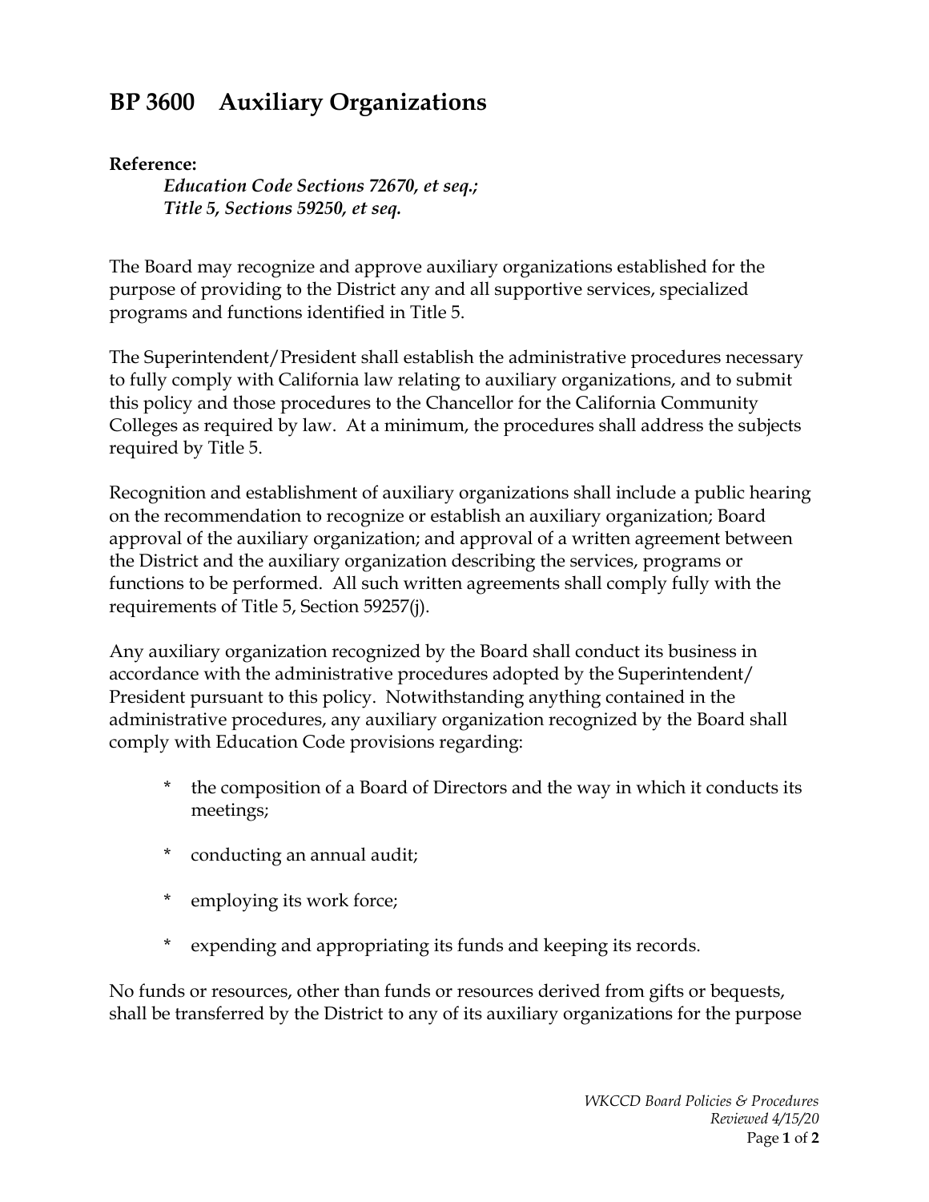# BP 3600 Auxiliary Organizations

**Reference:**

> ***Education Code Sections 72670, et seq.;***
> ***Title 5, Sections 59250, et seq.***

The Board may recognize and approve auxiliary organizations established for the purpose of providing to the District any and all supportive services, specialized programs and functions identified in Title 5.

The Superintendent/President shall establish the administrative procedures necessary to fully comply with California law relating to auxiliary organizations, and to submit this policy and those procedures to the Chancellor for the California Community Colleges as required by law. At a minimum, the procedures shall address the subjects required by Title 5.

Recognition and establishment of auxiliary organizations shall include a public hearing on the recommendation to recognize or establish an auxiliary organization; Board approval of the auxiliary organization; and approval of a written agreement between the District and the auxiliary organization describing the services, programs or functions to be performed. All such written agreements shall comply fully with the requirements of Title 5, Section 59257(j).

Any auxiliary organization recognized by the Board shall conduct its business in accordance with the administrative procedures adopted by the Superintendent/President pursuant to this policy. Notwithstanding anything contained in the administrative procedures, any auxiliary organization recognized by the Board shall comply with Education Code provisions regarding:

* the composition of a Board of Directors and the way in which it conducts its meetings;
* conducting an annual audit;
* employing its work force;
* expending and appropriating its funds and keeping its records.

No funds or resources, other than funds or resources derived from gifts or bequests, shall be transferred by the District to any of its auxiliary organizations for the purpose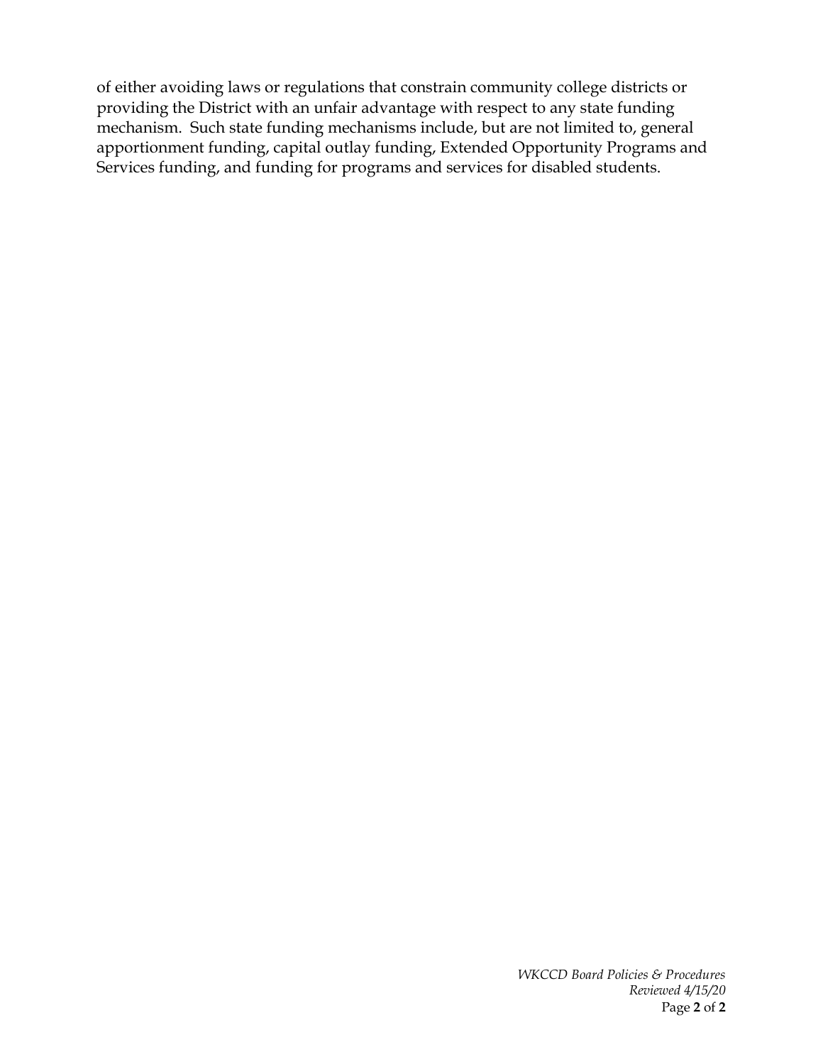of either avoiding laws or regulations that constrain community college districts or providing the District with an unfair advantage with respect to any state funding mechanism. Such state funding mechanisms include, but are not limited to, general apportionment funding, capital outlay funding, Extended Opportunity Programs and Services funding, and funding for programs and services for disabled students.